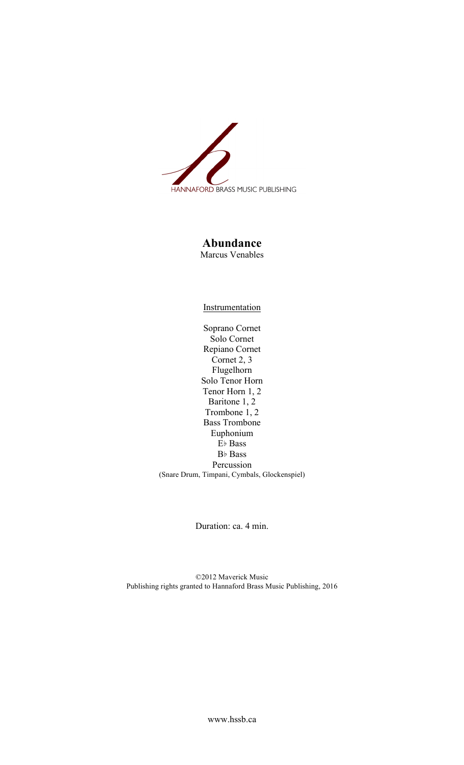HANNAFORD BRASS MUSIC PUBLISHING

# Abundance

Marcus Venables

Instrumentation

Soprano Cornet
Solo Cornet
Repiano Cornet
Cornet 2, 3
Flugelhorn
Solo Tenor Horn
Tenor Horn 1, 2
Baritone 1, 2
Trombone 1, 2
Bass Trombone
Euphonium
E♭ Bass
B♭ Bass
Percussion
(Snare Drum, Timpani, Cymbals, Glockenspiel)

Duration: ca. 4 min.

©2012 Maverick Music
Publishing rights granted to Hannaford Brass Music Publishing, 2016

www.hssb.ca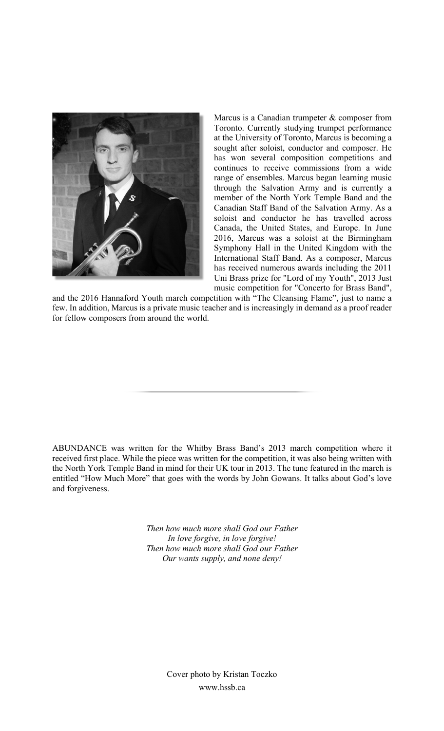Marcus is a Canadian trumpeter & composer from Toronto. Currently studying trumpet performance at the University of Toronto, Marcus is becoming a sought after soloist, conductor and composer. He has won several composition competitions and continues to receive commissions from a wide range of ensembles. Marcus began learning music through the Salvation Army and is currently a member of the North York Temple Band and the Canadian Staff Band of the Salvation Army. As a soloist and conductor he has travelled across Canada, the United States, and Europe. In June 2016, Marcus was a soloist at the Birmingham Symphony Hall in the United Kingdom with the International Staff Band. As a composer, Marcus has received numerous awards including the 2011 Uni Brass prize for "Lord of my Youth", 2013 Just music competition for "Concerto for Brass Band", and the 2016 Hannaford Youth march competition with "The Cleansing Flame", just to name a few. In addition, Marcus is a private music teacher and is increasingly in demand as a proof reader for fellow composers from around the world.

ABUNDANCE was written for the Whitby Brass Band's 2013 march competition where it received first place. While the piece was written for the competition, it was also being written with the North York Temple Band in mind for their UK tour in 2013. The tune featured in the march is entitled "How Much More" that goes with the words by John Gowans. It talks about God's love and forgiveness.

*Then how much more shall God our Father*
*In love forgive, in love forgive!*
*Then how much more shall God our Father*
*Our wants supply, and none deny!*

Cover photo by Kristan Toczko

www.hssb.ca